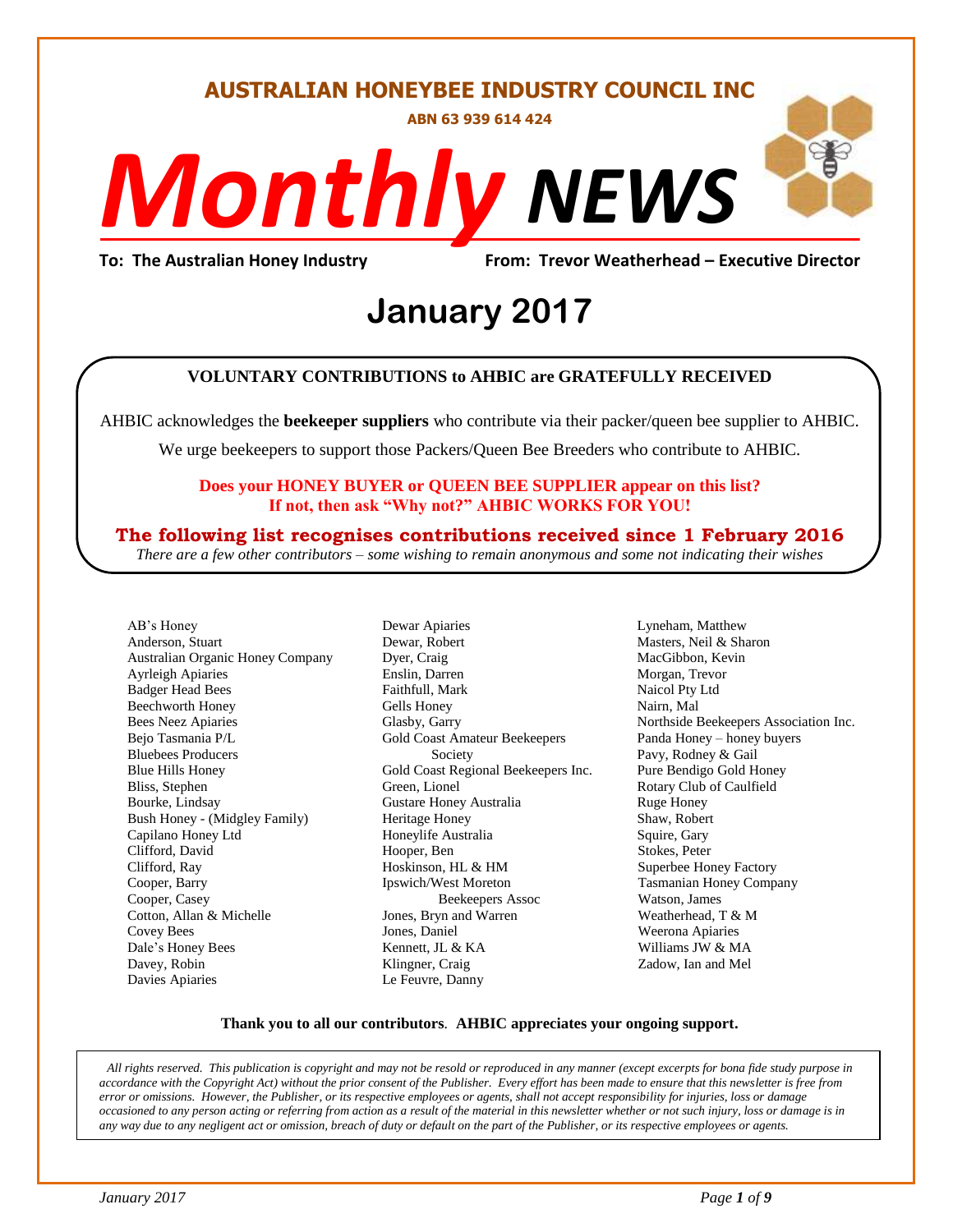# AUSTRALIAN HONEYBEE INDUSTRY COUNCIL INC

**ABN 63 939 614 424**

# *Monthly* NEWS

**To: The Australian Honey Industry** | **From: Trevor Weatherhead – Executive Director**

# January 2017

**VOLUNTARY CONTRIBUTIONS to AHBIC are GRATEFULLY RECEIVED**

AHBIC acknowledges the **beekeeper suppliers** who contribute via their packer/queen bee supplier to AHBIC.

We urge beekeepers to support those Packers/Queen Bee Breeders who contribute to AHBIC.

**Does your HONEY BUYER or QUEEN BEE SUPPLIER appear on this list?**
**If not, then ask "Why not?" AHBIC WORKS FOR YOU!**

**The following list recognises contributions received since 1 February 2016**

*There are a few other contributors – some wishing to remain anonymous and some not indicating their wishes*

AB's Honey
Anderson, Stuart
Australian Organic Honey Company
Ayrleigh Apiaries
Badger Head Bees
Beechworth Honey
Bees Neez Apiaries
Bejo Tasmania P/L
Bluebees Producers
Blue Hills Honey
Bliss, Stephen
Bourke, Lindsay
Bush Honey - (Midgley Family)
Capilano Honey Ltd
Clifford, David
Clifford, Ray
Cooper, Barry
Cooper, Casey
Cotton, Allan & Michelle
Covey Bees
Dale's Honey Bees
Davey, Robin
Davies Apiaries
Dewar Apiaries
Dewar, Robert
Dyer, Craig
Enslin, Darren
Faithfull, Mark
Gells Honey
Glasby, Garry
Gold Coast Amateur Beekeepers Society
Gold Coast Regional Beekeepers Inc.
Green, Lionel
Gustare Honey Australia
Heritage Honey
Honeylife Australia
Hooper, Ben
Hoskinson, HL & HM
Ipswich/West Moreton Beekeepers Assoc
Jones, Bryn and Warren
Jones, Daniel
Kennett, JL & KA
Klingner, Craig
Le Feuvre, Danny
Lyneham, Matthew
Masters, Neil & Sharon
MacGibbon, Kevin
Morgan, Trevor
Naicol Pty Ltd
Nairn, Mal
Northside Beekeepers Association Inc.
Panda Honey – honey buyers
Pavy, Rodney & Gail
Pure Bendigo Gold Honey
Rotary Club of Caulfield
Ruge Honey
Shaw, Robert
Squire, Gary
Stokes, Peter
Superbee Honey Factory
Tasmanian Honey Company
Watson, James
Weatherhead, T & M
Weerona Apiaries
Williams JW & MA
Zadow, Ian and Mel

**Thank you to all our contributors**. **AHBIC appreciates your ongoing support.**

*All rights reserved. This publication is copyright and may not be resold or reproduced in any manner (except excerpts for bona fide study purpose in accordance with the Copyright Act) without the prior consent of the Publisher. Every effort has been made to ensure that this newsletter is free from error or omissions. However, the Publisher, or its respective employees or agents, shall not accept responsibility for injuries, loss or damage occasioned to any person acting or referring from action as a result of the material in this newsletter whether or not such injury, loss or damage is in any way due to any negligent act or omission, breach of duty or default on the part of the Publisher, or its respective employees or agents.*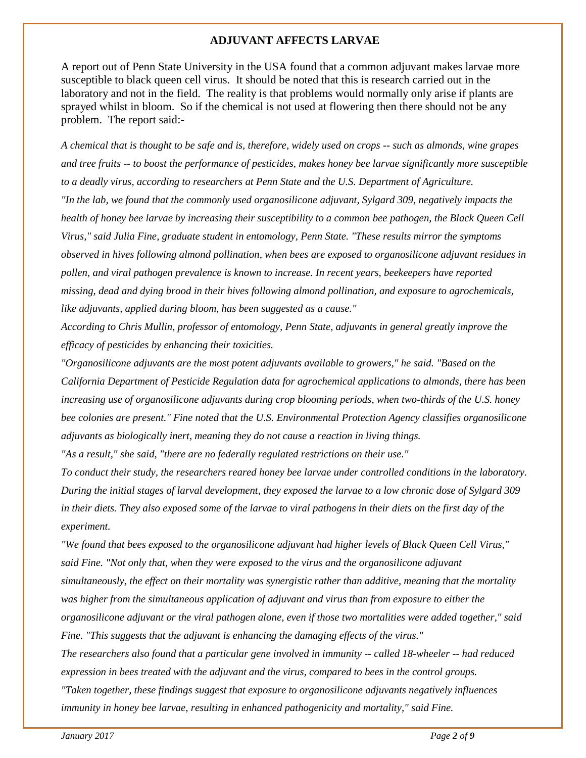## ADJUVANT AFFECTS LARVAE

A report out of Penn State University in the USA found that a common adjuvant makes larvae more susceptible to black queen cell virus. It should be noted that this is research carried out in the laboratory and not in the field. The reality is that problems would normally only arise if plants are sprayed whilst in bloom. So if the chemical is not used at flowering then there should not be any problem. The report said:-

*A chemical that is thought to be safe and is, therefore, widely used on crops -- such as almonds, wine grapes and tree fruits -- to boost the performance of pesticides, makes honey bee larvae significantly more susceptible to a deadly virus, according to researchers at Penn State and the U.S. Department of Agriculture.*

*"In the lab, we found that the commonly used organosilicone adjuvant, Sylgard 309, negatively impacts the health of honey bee larvae by increasing their susceptibility to a common bee pathogen, the Black Queen Cell Virus," said Julia Fine, graduate student in entomology, Penn State. "These results mirror the symptoms observed in hives following almond pollination, when bees are exposed to organosilicone adjuvant residues in pollen, and viral pathogen prevalence is known to increase. In recent years, beekeepers have reported missing, dead and dying brood in their hives following almond pollination, and exposure to agrochemicals, like adjuvants, applied during bloom, has been suggested as a cause."*

*According to Chris Mullin, professor of entomology, Penn State, adjuvants in general greatly improve the efficacy of pesticides by enhancing their toxicities.*

*"Organosilicone adjuvants are the most potent adjuvants available to growers," he said. "Based on the California Department of Pesticide Regulation data for agrochemical applications to almonds, there has been increasing use of organosilicone adjuvants during crop blooming periods, when two-thirds of the U.S. honey bee colonies are present." Fine noted that the U.S. Environmental Protection Agency classifies organosilicone adjuvants as biologically inert, meaning they do not cause a reaction in living things.*

*"As a result," she said, "there are no federally regulated restrictions on their use."*

*To conduct their study, the researchers reared honey bee larvae under controlled conditions in the laboratory. During the initial stages of larval development, they exposed the larvae to a low chronic dose of Sylgard 309 in their diets. They also exposed some of the larvae to viral pathogens in their diets on the first day of the experiment.*

*"We found that bees exposed to the organosilicone adjuvant had higher levels of Black Queen Cell Virus," said Fine. "Not only that, when they were exposed to the virus and the organosilicone adjuvant simultaneously, the effect on their mortality was synergistic rather than additive, meaning that the mortality was higher from the simultaneous application of adjuvant and virus than from exposure to either the organosilicone adjuvant or the viral pathogen alone, even if those two mortalities were added together," said Fine. "This suggests that the adjuvant is enhancing the damaging effects of the virus."*

*The researchers also found that a particular gene involved in immunity -- called 18-wheeler -- had reduced expression in bees treated with the adjuvant and the virus, compared to bees in the control groups.*

*"Taken together, these findings suggest that exposure to organosilicone adjuvants negatively influences immunity in honey bee larvae, resulting in enhanced pathogenicity and mortality," said Fine.*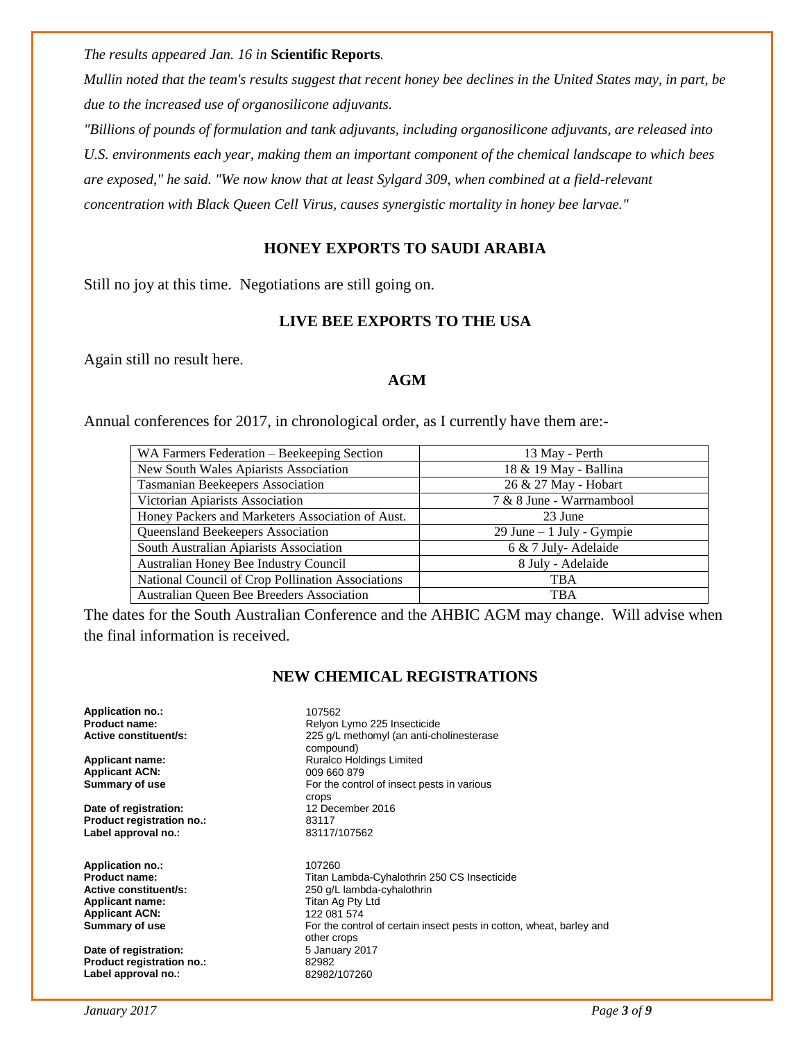*The results appeared Jan. 16 in* **Scientific Reports***.*

*Mullin noted that the team's results suggest that recent honey bee declines in the United States may, in part, be due to the increased use of organosilicone adjuvants.*

*"Billions of pounds of formulation and tank adjuvants, including organosilicone adjuvants, are released into U.S. environments each year, making them an important component of the chemical landscape to which bees are exposed," he said. "We now know that at least Sylgard 309, when combined at a field-relevant concentration with Black Queen Cell Virus, causes synergistic mortality in honey bee larvae."*

## HONEY EXPORTS TO SAUDI ARABIA

Still no joy at this time. Negotiations are still going on.

## LIVE BEE EXPORTS TO THE USA

Again still no result here.

## AGM

Annual conferences for 2017, in chronological order, as I currently have them are:-

| | |
|---|---|
| WA Farmers Federation – Beekeeping Section | 13 May - Perth |
| New South Wales Apiarists Association | 18 & 19 May - Ballina |
| Tasmanian Beekeepers Association | 26 & 27 May - Hobart |
| Victorian Apiarists Association | 7 & 8 June - Warrnambool |
| Honey Packers and Marketers Association of Aust. | 23 June |
| Queensland Beekeepers Association | 29 June – 1 July - Gympie |
| South Australian Apiarists Association | 6 & 7 July- Adelaide |
| Australian Honey Bee Industry Council | 8 July - Adelaide |
| National Council of Crop Pollination Associations | TBA |
| Australian Queen Bee Breeders Association | TBA |

The dates for the South Australian Conference and the AHBIC AGM may change. Will advise when the final information is received.

## NEW CHEMICAL REGISTRATIONS

**Application no.:** 107562
**Product name:** Relyon Lymo 225 Insecticide
**Active constituent/s:** 225 g/L methomyl (an anti-cholinesterase compound)
**Applicant name:** Ruralco Holdings Limited
**Applicant ACN:** 009 660 879
**Summary of use** For the control of insect pests in various crops
**Date of registration:** 12 December 2016
**Product registration no.:** 83117
**Label approval no.:** 83117/107562

**Application no.:** 107260
**Product name:** Titan Lambda-Cyhalothrin 250 CS Insecticide
**Active constituent/s:** 250 g/L lambda-cyhalothrin
**Applicant name:** Titan Ag Pty Ltd
**Applicant ACN:** 122 081 574
**Summary of use** For the control of certain insect pests in cotton, wheat, barley and other crops
**Date of registration:** 5 January 2017
**Product registration no.:** 82982
**Label approval no.:** 82982/107260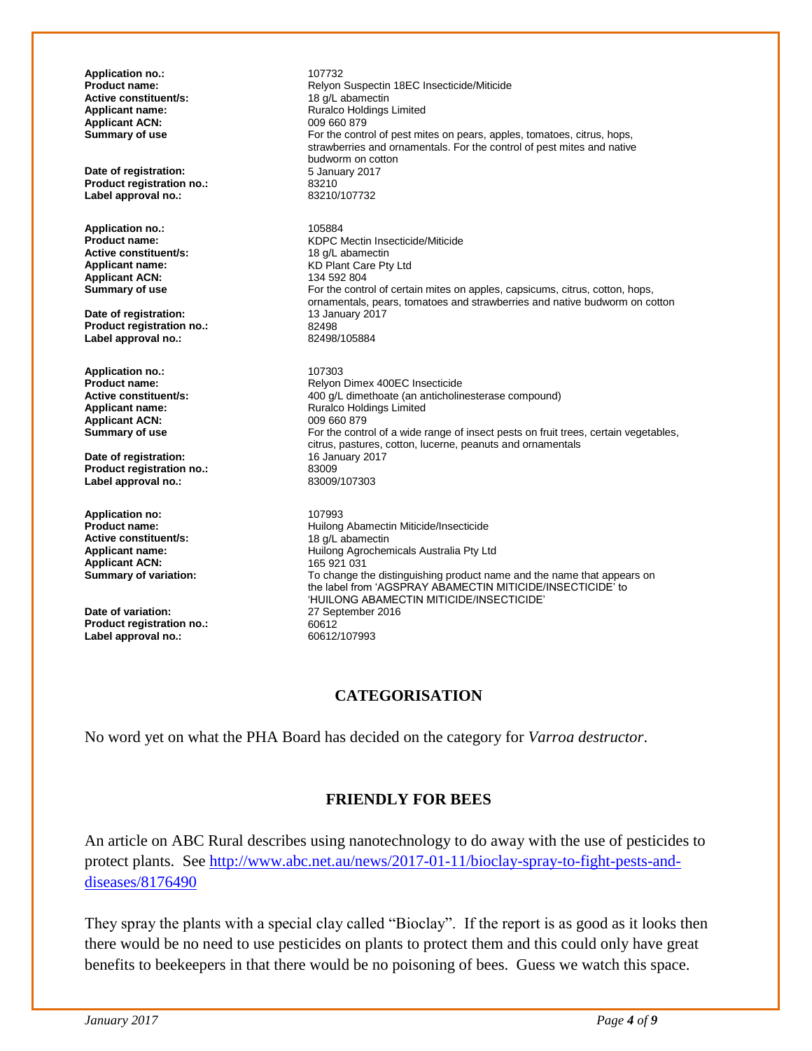**Application no.:** 107732
**Product name:** Relyon Suspectin 18EC Insecticide/Miticide
**Active constituent/s:** 18 g/L abamectin
**Applicant name:** Ruralco Holdings Limited
**Applicant ACN:** 009 660 879
**Summary of use** For the control of pest mites on pears, apples, tomatoes, citrus, hops, strawberries and ornamentals. For the control of pest mites and native budworm on cotton
**Date of registration:** 5 January 2017
**Product registration no.:** 83210
**Label approval no.:** 83210/107732

**Application no.:** 105884
**Product name:** KDPC Mectin Insecticide/Miticide
**Active constituent/s:** 18 g/L abamectin
**Applicant name:** KD Plant Care Pty Ltd
**Applicant ACN:** 134 592 804
**Summary of use** For the control of certain mites on apples, capsicums, citrus, cotton, hops, ornamentals, pears, tomatoes and strawberries and native budworm on cotton
**Date of registration:** 13 January 2017
**Product registration no.:** 82498
**Label approval no.:** 82498/105884

**Application no.:** 107303
**Product name:** Relyon Dimex 400EC Insecticide
**Active constituent/s:** 400 g/L dimethoate (an anticholinesterase compound)
**Applicant name:** Ruralco Holdings Limited
**Applicant ACN:** 009 660 879
**Summary of use** For the control of a wide range of insect pests on fruit trees, certain vegetables, citrus, pastures, cotton, lucerne, peanuts and ornamentals
**Date of registration:** 16 January 2017
**Product registration no.:** 83009
**Label approval no.:** 83009/107303

**Application no:** 107993
**Product name:** Huilong Abamectin Miticide/Insecticide
**Active constituent/s:** 18 g/L abamectin
**Applicant name:** Huilong Agrochemicals Australia Pty Ltd
**Applicant ACN:** 165 921 031
**Summary of variation:** To change the distinguishing product name and the name that appears on the label from 'AGSPRAY ABAMECTIN MITICIDE/INSECTICIDE' to 'HUILONG ABAMECTIN MITICIDE/INSECTICIDE'
**Date of variation:** 27 September 2016
**Product registration no.:** 60612
**Label approval no.:** 60612/107993

## CATEGORISATION

No word yet on what the PHA Board has decided on the category for *Varroa destructor*.

## FRIENDLY FOR BEES

An article on ABC Rural describes using nanotechnology to do away with the use of pesticides to protect plants. See http://www.abc.net.au/news/2017-01-11/bioclay-spray-to-fight-pests-and-diseases/8176490

They spray the plants with a special clay called "Bioclay". If the report is as good as it looks then there would be no need to use pesticides on plants to protect them and this could only have great benefits to beekeepers in that there would be no poisoning of bees. Guess we watch this space.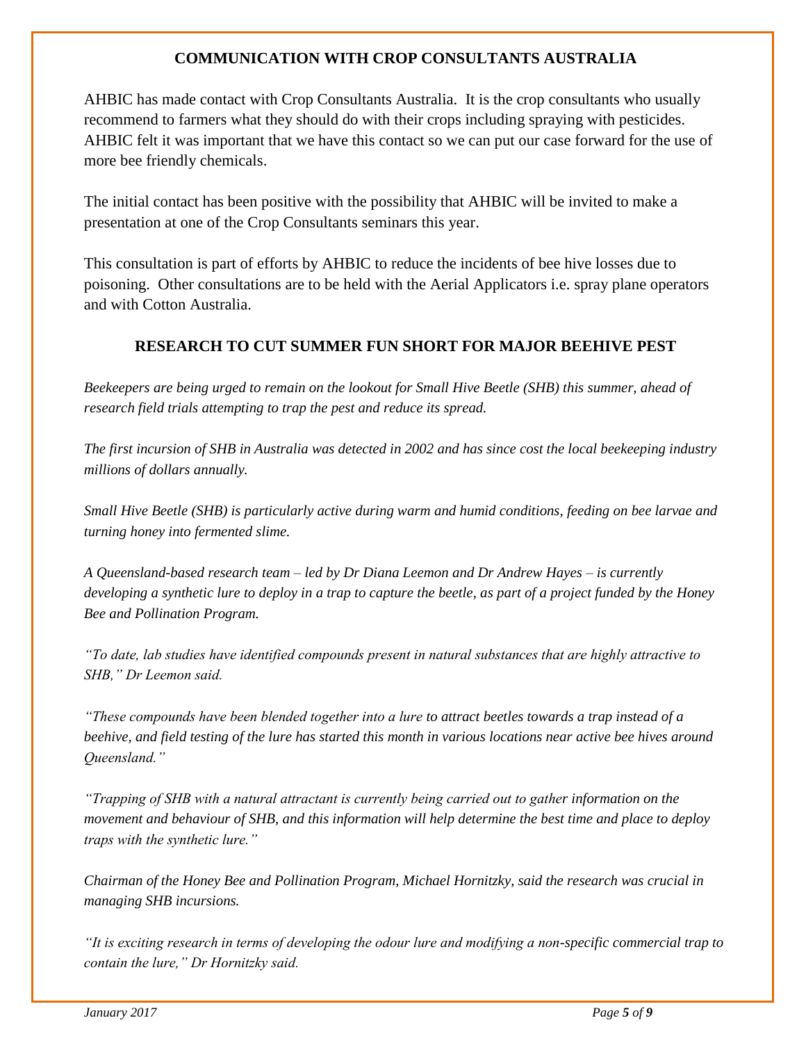## COMMUNICATION WITH CROP CONSULTANTS AUSTRALIA

AHBIC has made contact with Crop Consultants Australia. It is the crop consultants who usually recommend to farmers what they should do with their crops including spraying with pesticides. AHBIC felt it was important that we have this contact so we can put our case forward for the use of more bee friendly chemicals.

The initial contact has been positive with the possibility that AHBIC will be invited to make a presentation at one of the Crop Consultants seminars this year.

This consultation is part of efforts by AHBIC to reduce the incidents of bee hive losses due to poisoning. Other consultations are to be held with the Aerial Applicators i.e. spray plane operators and with Cotton Australia.

## RESEARCH TO CUT SUMMER FUN SHORT FOR MAJOR BEEHIVE PEST

*Beekeepers are being urged to remain on the lookout for Small Hive Beetle (SHB) this summer, ahead of research field trials attempting to trap the pest and reduce its spread.*

*The first incursion of SHB in Australia was detected in 2002 and has since cost the local beekeeping industry millions of dollars annually.*

*Small Hive Beetle (SHB) is particularly active during warm and humid conditions, feeding on bee larvae and turning honey into fermented slime.*

*A Queensland-based research team – led by Dr Diana Leemon and Dr Andrew Hayes – is currently developing a synthetic lure to deploy in a trap to capture the beetle, as part of a project funded by the Honey Bee and Pollination Program.*

*"To date, lab studies have identified compounds present in natural substances that are highly attractive to SHB," Dr Leemon said.*

*"These compounds have been blended together into a lure to attract beetles towards a trap instead of a beehive, and field testing of the lure has started this month in various locations near active bee hives around Queensland."*

*"Trapping of SHB with a natural attractant is currently being carried out to gather information on the movement and behaviour of SHB, and this information will help determine the best time and place to deploy traps with the synthetic lure."*

*Chairman of the Honey Bee and Pollination Program, Michael Hornitzky, said the research was crucial in managing SHB incursions.*

*"It is exciting research in terms of developing the odour lure and modifying a non-specific commercial trap to contain the lure," Dr Hornitzky said.*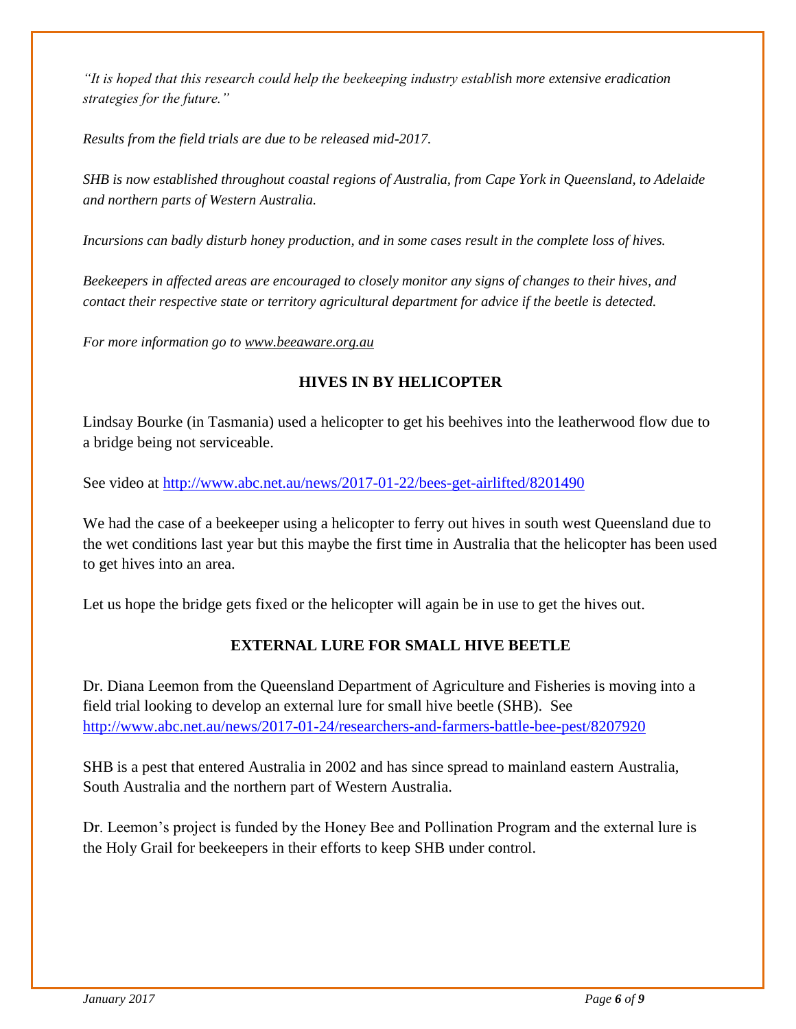*"It is hoped that this research could help the beekeeping industry establish more extensive eradication strategies for the future."*

*Results from the field trials are due to be released mid-2017.*

*SHB is now established throughout coastal regions of Australia, from Cape York in Queensland, to Adelaide and northern parts of Western Australia.*

*Incursions can badly disturb honey production, and in some cases result in the complete loss of hives.*

*Beekeepers in affected areas are encouraged to closely monitor any signs of changes to their hives, and contact their respective state or territory agricultural department for advice if the beetle is detected.*

*For more information go to [www.beeaware.org.au](www.beeaware.org.au)*

## HIVES IN BY HELICOPTER

Lindsay Bourke (in Tasmania) used a helicopter to get his beehives into the leatherwood flow due to a bridge being not serviceable.

See video at http://www.abc.net.au/news/2017-01-22/bees-get-airlifted/8201490

We had the case of a beekeeper using a helicopter to ferry out hives in south west Queensland due to the wet conditions last year but this maybe the first time in Australia that the helicopter has been used to get hives into an area.

Let us hope the bridge gets fixed or the helicopter will again be in use to get the hives out.

## EXTERNAL LURE FOR SMALL HIVE BEETLE

Dr. Diana Leemon from the Queensland Department of Agriculture and Fisheries is moving into a field trial looking to develop an external lure for small hive beetle (SHB). See http://www.abc.net.au/news/2017-01-24/researchers-and-farmers-battle-bee-pest/8207920

SHB is a pest that entered Australia in 2002 and has since spread to mainland eastern Australia, South Australia and the northern part of Western Australia.

Dr. Leemon's project is funded by the Honey Bee and Pollination Program and the external lure is the Holy Grail for beekeepers in their efforts to keep SHB under control.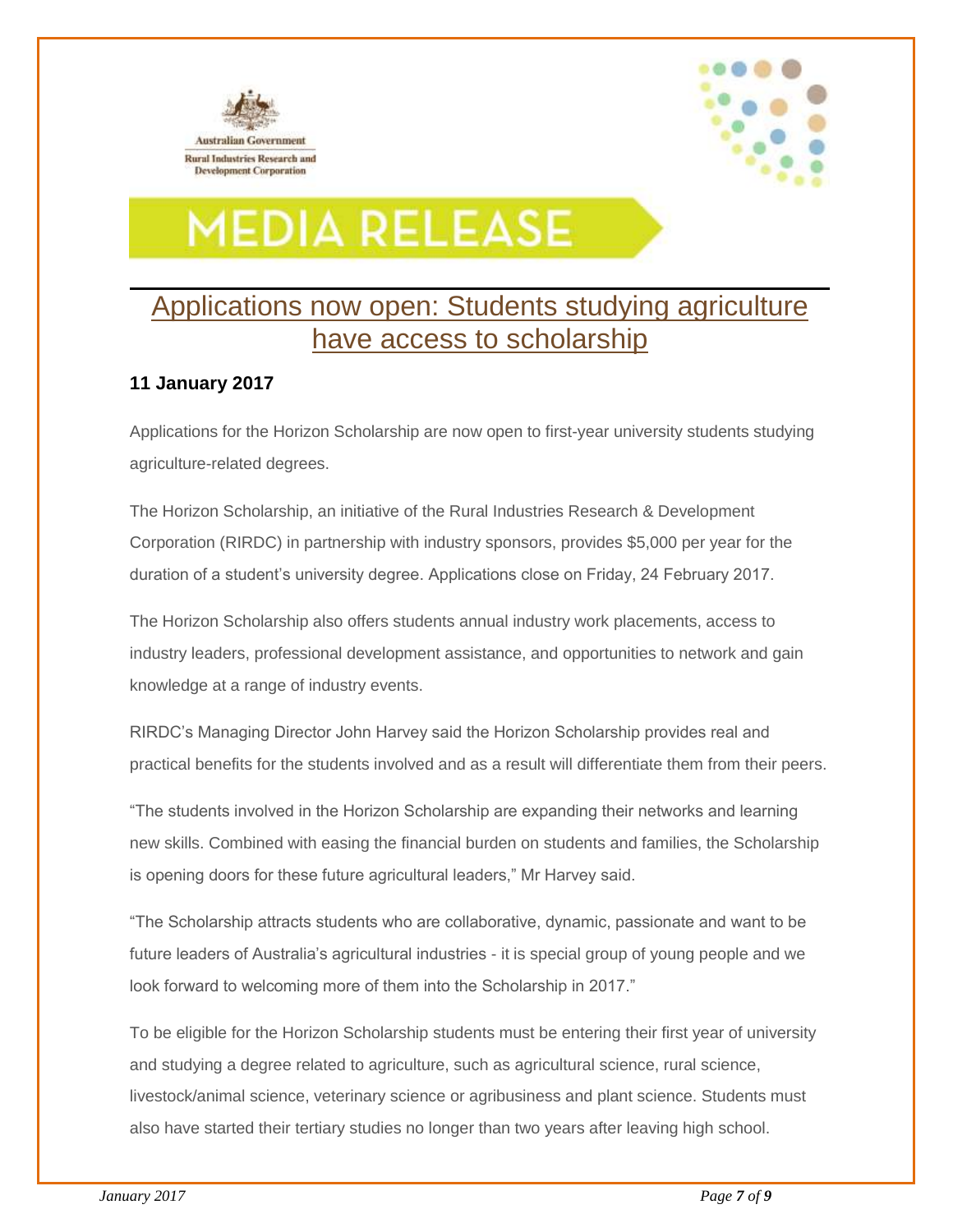Australian Government

Rural Industries Research and Development Corporation

# MEDIA RELEASE

## Applications now open: Students studying agriculture have access to scholarship

**11 January 2017**

Applications for the Horizon Scholarship are now open to first-year university students studying agriculture-related degrees.

The Horizon Scholarship, an initiative of the Rural Industries Research & Development Corporation (RIRDC) in partnership with industry sponsors, provides $5,000 per year for the duration of a student's university degree. Applications close on Friday, 24 February 2017.

The Horizon Scholarship also offers students annual industry work placements, access to industry leaders, professional development assistance, and opportunities to network and gain knowledge at a range of industry events.

RIRDC's Managing Director John Harvey said the Horizon Scholarship provides real and practical benefits for the students involved and as a result will differentiate them from their peers.

"The students involved in the Horizon Scholarship are expanding their networks and learning new skills. Combined with easing the financial burden on students and families, the Scholarship is opening doors for these future agricultural leaders," Mr Harvey said.

"The Scholarship attracts students who are collaborative, dynamic, passionate and want to be future leaders of Australia's agricultural industries - it is special group of young people and we look forward to welcoming more of them into the Scholarship in 2017."

To be eligible for the Horizon Scholarship students must be entering their first year of university and studying a degree related to agriculture, such as agricultural science, rural science, livestock/animal science, veterinary science or agribusiness and plant science. Students must also have started their tertiary studies no longer than two years after leaving high school.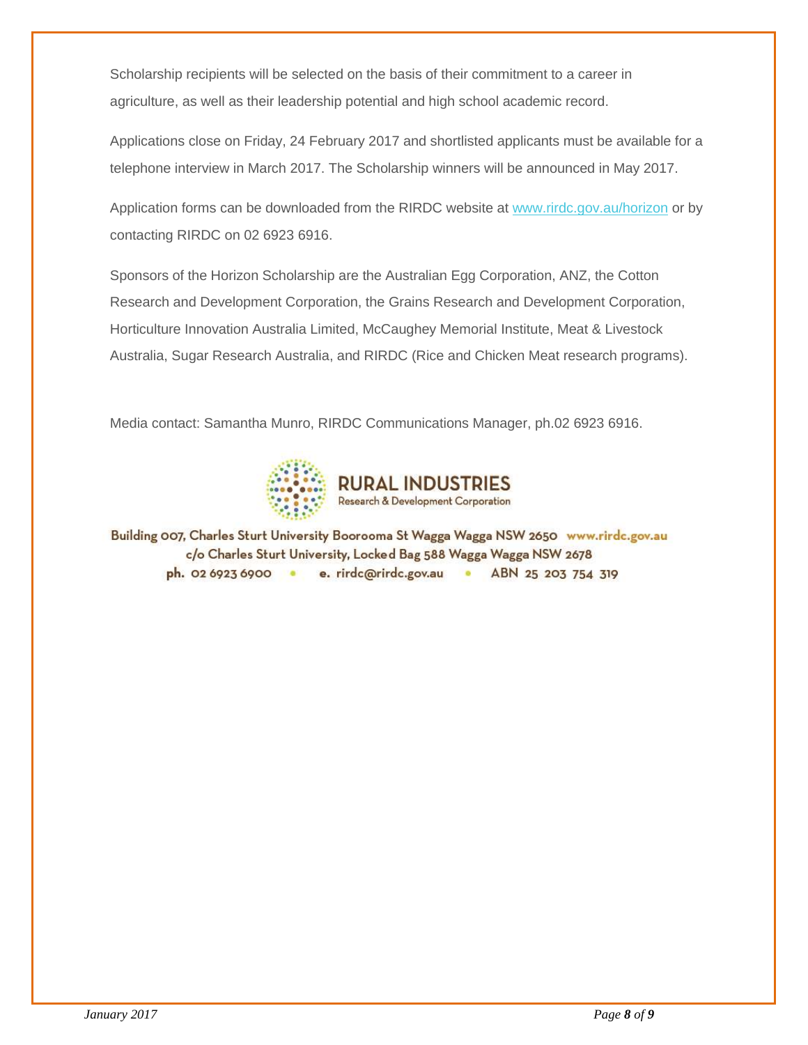Scholarship recipients will be selected on the basis of their commitment to a career in agriculture, as well as their leadership potential and high school academic record.

Applications close on Friday, 24 February 2017 and shortlisted applicants must be available for a telephone interview in March 2017. The Scholarship winners will be announced in May 2017.

Application forms can be downloaded from the RIRDC website at [www.rirdc.gov.au/horizon](www.rirdc.gov.au/horizon) or by contacting RIRDC on 02 6923 6916.

Sponsors of the Horizon Scholarship are the Australian Egg Corporation, ANZ, the Cotton Research and Development Corporation, the Grains Research and Development Corporation, Horticulture Innovation Australia Limited, McCaughey Memorial Institute, Meat & Livestock Australia, Sugar Research Australia, and RIRDC (Rice and Chicken Meat research programs).

Media contact: Samantha Munro, RIRDC Communications Manager, ph.02 6923 6916.

**RURAL INDUSTRIES**
Research & Development Corporation

Building 007, Charles Sturt University Boorooma St Wagga Wagga NSW 2650 www.rirdc.gov.au
c/o Charles Sturt University, Locked Bag 588 Wagga Wagga NSW 2678
ph. 02 6923 6900 • e. rirdc@rirdc.gov.au • ABN 25 203 754 319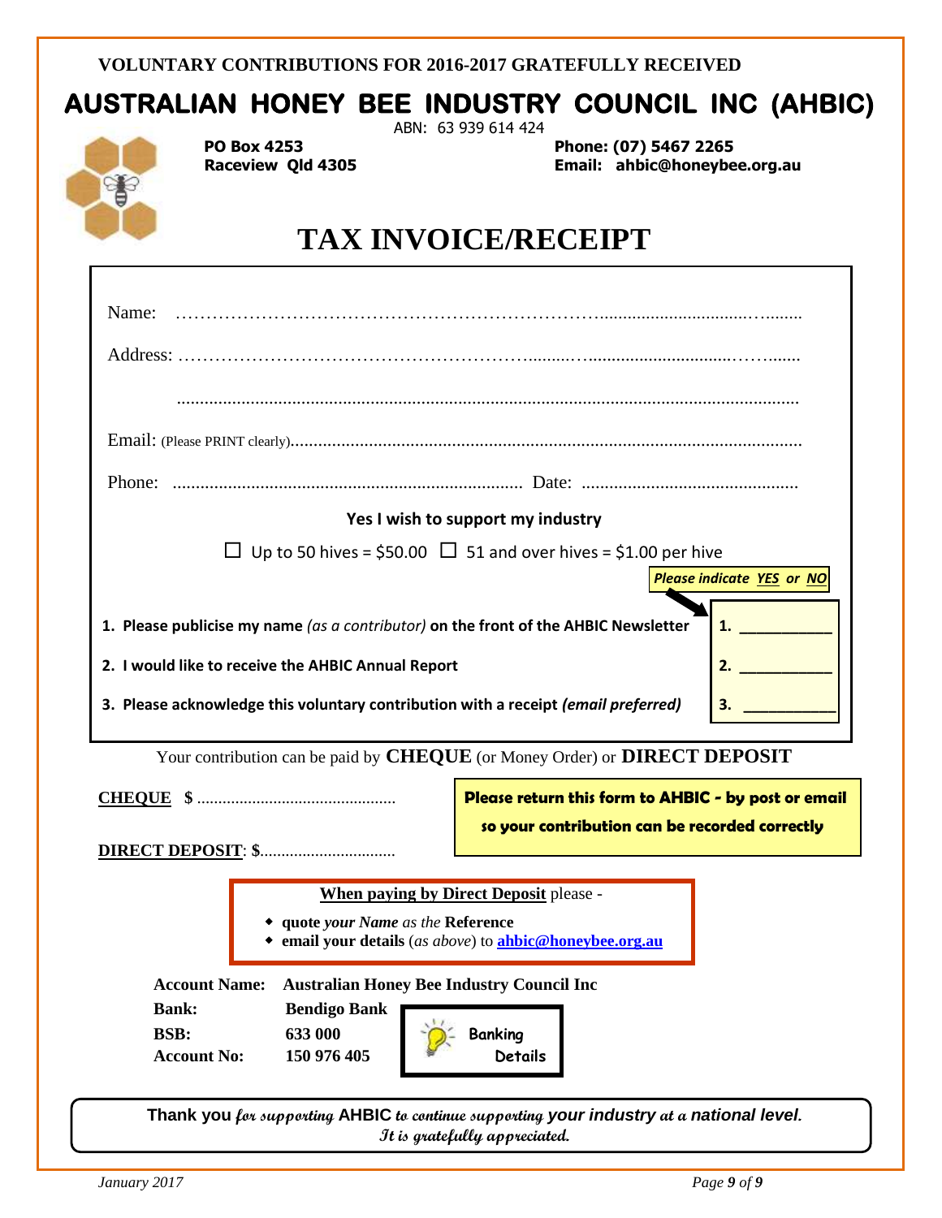**VOLUNTARY CONTRIBUTIONS FOR 2016-2017 GRATEFULLY RECEIVED**

# AUSTRALIAN HONEY BEE INDUSTRY COUNCIL INC (AHBIC)

ABN: 63 939 614 424

**PO Box 4253**
**Raceview Qld 4305**

**Phone: (07) 5467 2265**
**Email: ahbic@honeybee.org.au**

# TAX INVOICE/RECEIPT

Name: ……………………………………………………………………………………………

Address: ……………………………………………………………………………………………

……………………………………………………………………………………………

Email: (Please PRINT clearly)……………………………………………………………………………

Phone: …………………………………………… Date: ……………………………………

**Yes I wish to support my industry**

☐ Up to 50 hives = $50.00 ☐ 51 and over hives = $1.00 per hive

***Please indicate YES or NO***

**1. Please publicise my name** *(as a contributor)* **on the front of the AHBIC Newsletter** **1. __________**

**2. I would like to receive the AHBIC Annual Report** **2. __________**

**3. Please acknowledge this voluntary contribution with a receipt** ***(email preferred)*** **3. __________**

Your contribution can be paid by **CHEQUE** (or Money Order) or **DIRECT DEPOSIT**

**CHEQUE $** ……………………………

**DIRECT DEPOSIT: $**……………………………

**Please return this form to AHBIC - by post or email so your contribution can be recorded correctly**

**When paying by Direct Deposit** please -

- **quote** ***your Name*** *as the* **Reference**
- **email your details** (*as above*) to **ahbic@honeybee.org.au**

| | |
|---|---|
| **Account Name:** | **Australian Honey Bee Industry Council Inc** |
| **Bank:** | **Bendigo Bank** |
| **BSB:** | **633 000** |
| **Account No:** | **150 976 405** |

Banking Details

**Thank you** ***for supporting*** **AHBIC** ***to continue supporting*** ***your industry*** *at a* ***national level.*** ***It is gratefully appreciated.***

*January 2017*